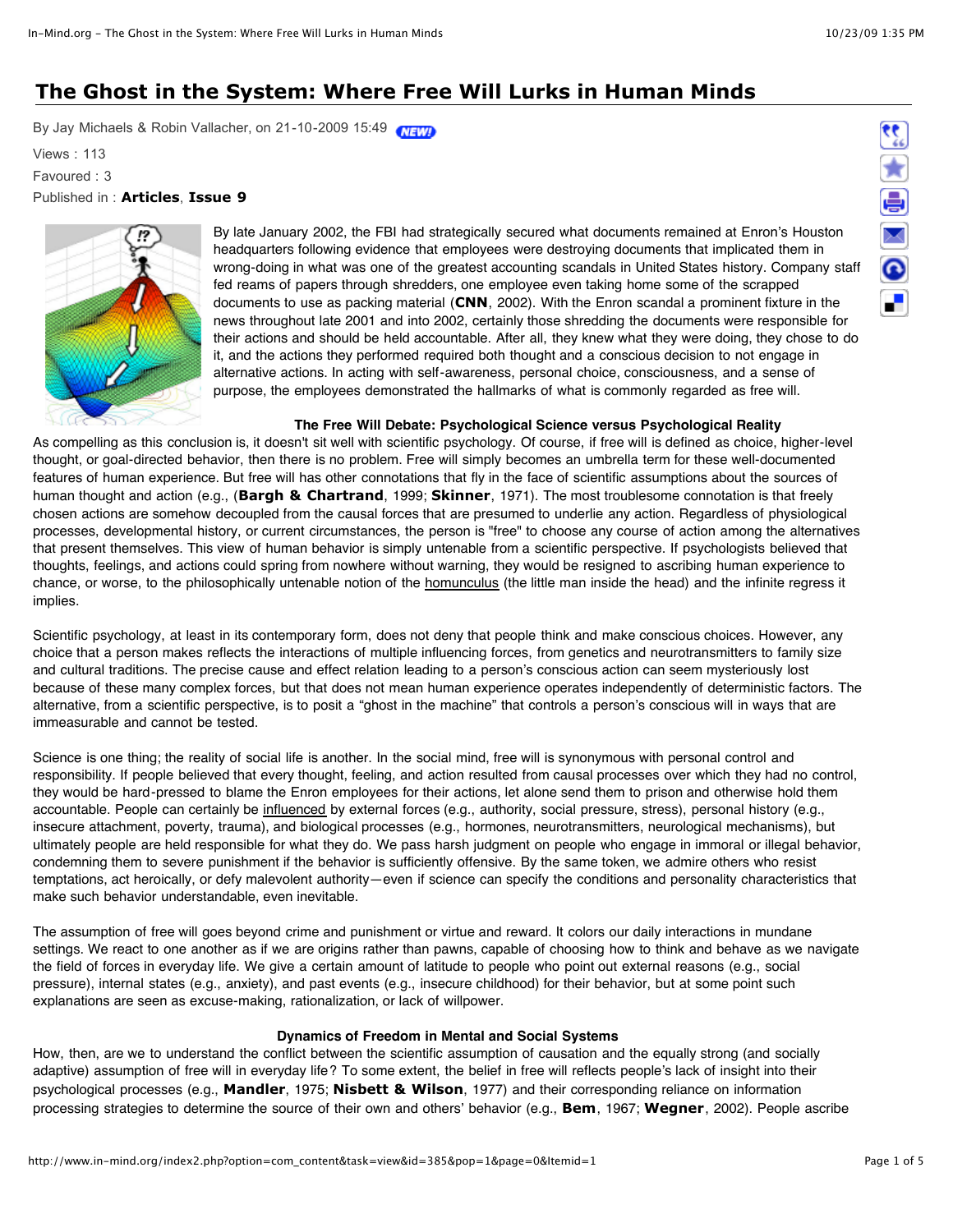# The Ghost in the System: Where Free Will Lurks in Human Minds

By Jay Michaels & Robin Vallacher, on 21-10-2009 15:49

Views : 113

Favoured : 3

Published in : **Articles**, **Issue 9**

By late January 2002, the FBI had strategically secured what documents remained at Enron's Houston headquarters following evidence that employees were destroying documents that implicated them in wrong-doing in what was one of the greatest accounting scandals in United States history. Company staff fed reams of papers through shredders, one employee even taking home some of the scrapped documents to use as packing material (**CNN**, 2002). With the Enron scandal a prominent fixture in the news throughout late 2001 and into 2002, certainly those shredding the documents were responsible for their actions and should be held accountable. After all, they knew what they were doing, they chose to do it, and the actions they performed required both thought and a conscious decision to not engage in alternative actions. In acting with self-awareness, personal choice, consciousness, and a sense of purpose, the employees demonstrated the hallmarks of what is commonly regarded as free will.

**The Free Will Debate: Psychological Science versus Psychological Reality**

As compelling as this conclusion is, it doesn't sit well with scientific psychology. Of course, if free will is defined as choice, higher-level thought, or goal-directed behavior, then there is no problem. Free will simply becomes an umbrella term for these well-documented features of human experience. But free will has other connotations that fly in the face of scientific assumptions about the sources of human thought and action (e.g., (**Bargh & Chartrand**, 1999; **Skinner**, 1971). The most troublesome connotation is that freely chosen actions are somehow decoupled from the causal forces that are presumed to underlie any action. Regardless of physiological processes, developmental history, or current circumstances, the person is "free" to choose any course of action among the alternatives that present themselves. This view of human behavior is simply untenable from a scientific perspective. If psychologists believed that thoughts, feelings, and actions could spring from nowhere without warning, they would be resigned to ascribing human experience to chance, or worse, to the philosophically untenable notion of the homunculus (the little man inside the head) and the infinite regress it implies.

Scientific psychology, at least in its contemporary form, does not deny that people think and make conscious choices. However, any choice that a person makes reflects the interactions of multiple influencing forces, from genetics and neurotransmitters to family size and cultural traditions. The precise cause and effect relation leading to a person's conscious action can seem mysteriously lost because of these many complex forces, but that does not mean human experience operates independently of deterministic factors. The alternative, from a scientific perspective, is to posit a "ghost in the machine" that controls a person's conscious will in ways that are immeasurable and cannot be tested.

Science is one thing; the reality of social life is another. In the social mind, free will is synonymous with personal control and responsibility. If people believed that every thought, feeling, and action resulted from causal processes over which they had no control, they would be hard-pressed to blame the Enron employees for their actions, let alone send them to prison and otherwise hold them accountable. People can certainly be influenced by external forces (e.g., authority, social pressure, stress), personal history (e.g., insecure attachment, poverty, trauma), and biological processes (e.g., hormones, neurotransmitters, neurological mechanisms), but ultimately people are held responsible for what they do. We pass harsh judgment on people who engage in immoral or illegal behavior, condemning them to severe punishment if the behavior is sufficiently offensive. By the same token, we admire others who resist temptations, act heroically, or defy malevolent authority—even if science can specify the conditions and personality characteristics that make such behavior understandable, even inevitable.

The assumption of free will goes beyond crime and punishment or virtue and reward. It colors our daily interactions in mundane settings. We react to one another as if we are origins rather than pawns, capable of choosing how to think and behave as we navigate the field of forces in everyday life. We give a certain amount of latitude to people who point out external reasons (e.g., social pressure), internal states (e.g., anxiety), and past events (e.g., insecure childhood) for their behavior, but at some point such explanations are seen as excuse-making, rationalization, or lack of willpower.

**Dynamics of Freedom in Mental and Social Systems**

How, then, are we to understand the conflict between the scientific assumption of causation and the equally strong (and socially adaptive) assumption of free will in everyday life? To some extent, the belief in free will reflects people's lack of insight into their psychological processes (e.g., **Mandler**, 1975; **Nisbett & Wilson**, 1977) and their corresponding reliance on information processing strategies to determine the source of their own and others' behavior (e.g., **Bem**, 1967; **Wegner**, 2002). People ascribe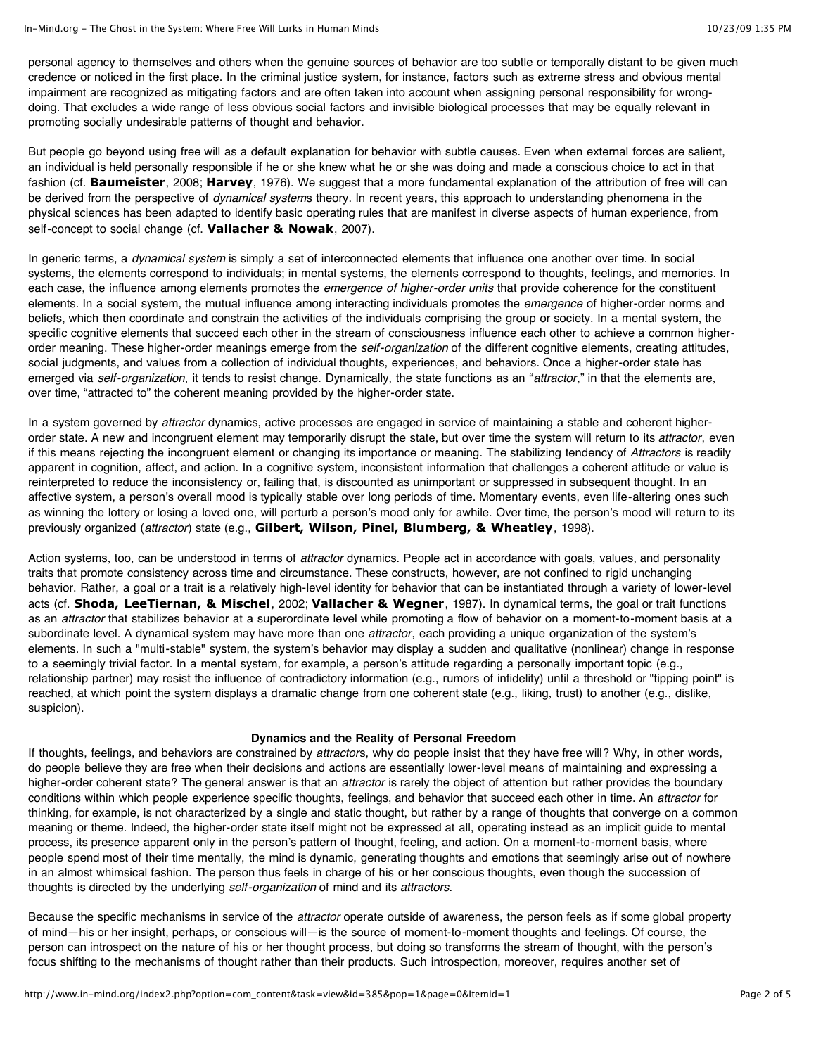personal agency to themselves and others when the genuine sources of behavior are too subtle or temporally distant to be given much credence or noticed in the first place. In the criminal justice system, for instance, factors such as extreme stress and obvious mental impairment are recognized as mitigating factors and are often taken into account when assigning personal responsibility for wrong-doing. That excludes a wide range of less obvious social factors and invisible biological processes that may be equally relevant in promoting socially undesirable patterns of thought and behavior.

But people go beyond using free will as a default explanation for behavior with subtle causes. Even when external forces are salient, an individual is held personally responsible if he or she knew what he or she was doing and made a conscious choice to act in that fashion (cf. **Baumeister**, 2008; **Harvey**, 1976). We suggest that a more fundamental explanation of the attribution of free will can be derived from the perspective of *dynamical system*s theory. In recent years, this approach to understanding phenomena in the physical sciences has been adapted to identify basic operating rules that are manifest in diverse aspects of human experience, from self-concept to social change (cf. **Vallacher & Nowak**, 2007).

In generic terms, a *dynamical system* is simply a set of interconnected elements that influence one another over time. In social systems, the elements correspond to individuals; in mental systems, the elements correspond to thoughts, feelings, and memories. In each case, the influence among elements promotes the *emergence of higher-order units* that provide coherence for the constituent elements. In a social system, the mutual influence among interacting individuals promotes the *emergence* of higher-order norms and beliefs, which then coordinate and constrain the activities of the individuals comprising the group or society. In a mental system, the specific cognitive elements that succeed each other in the stream of consciousness influence each other to achieve a common higher-order meaning. These higher-order meanings emerge from the *self-organization* of the different cognitive elements, creating attitudes, social judgments, and values from a collection of individual thoughts, experiences, and behaviors. Once a higher-order state has emerged via *self-organization*, it tends to resist change. Dynamically, the state functions as an "*attractor*," in that the elements are, over time, "attracted to" the coherent meaning provided by the higher-order state.

In a system governed by *attractor* dynamics, active processes are engaged in service of maintaining a stable and coherent higher-order state. A new and incongruent element may temporarily disrupt the state, but over time the system will return to its *attractor*, even if this means rejecting the incongruent element or changing its importance or meaning. The stabilizing tendency of *Attractors* is readily apparent in cognition, affect, and action. In a cognitive system, inconsistent information that challenges a coherent attitude or value is reinterpreted to reduce the inconsistency or, failing that, is discounted as unimportant or suppressed in subsequent thought. In an affective system, a person's overall mood is typically stable over long periods of time. Momentary events, even life-altering ones such as winning the lottery or losing a loved one, will perturb a person's mood only for awhile. Over time, the person's mood will return to its previously organized (*attractor*) state (e.g., **Gilbert, Wilson, Pinel, Blumberg, & Wheatley**, 1998).

Action systems, too, can be understood in terms of *attractor* dynamics. People act in accordance with goals, values, and personality traits that promote consistency across time and circumstance. These constructs, however, are not confined to rigid unchanging behavior. Rather, a goal or a trait is a relatively high-level identity for behavior that can be instantiated through a variety of lower-level acts (cf. **Shoda, LeeTiernan, & Mischel**, 2002; **Vallacher & Wegner**, 1987). In dynamical terms, the goal or trait functions as an *attractor* that stabilizes behavior at a superordinate level while promoting a flow of behavior on a moment-to-moment basis at a subordinate level. A dynamical system may have more than one *attractor*, each providing a unique organization of the system's elements. In such a "multi-stable" system, the system's behavior may display a sudden and qualitative (nonlinear) change in response to a seemingly trivial factor. In a mental system, for example, a person's attitude regarding a personally important topic (e.g., relationship partner) may resist the influence of contradictory information (e.g., rumors of infidelity) until a threshold or "tipping point" is reached, at which point the system displays a dramatic change from one coherent state (e.g., liking, trust) to another (e.g., dislike, suspicion).

### Dynamics and the Reality of Personal Freedom

If thoughts, feelings, and behaviors are constrained by *attractor*s, why do people insist that they have free will? Why, in other words, do people believe they are free when their decisions and actions are essentially lower-level means of maintaining and expressing a higher-order coherent state? The general answer is that an *attractor* is rarely the object of attention but rather provides the boundary conditions within which people experience specific thoughts, feelings, and behavior that succeed each other in time. An *attractor* for thinking, for example, is not characterized by a single and static thought, but rather by a range of thoughts that converge on a common meaning or theme. Indeed, the higher-order state itself might not be expressed at all, operating instead as an implicit guide to mental process, its presence apparent only in the person's pattern of thought, feeling, and action. On a moment-to-moment basis, where people spend most of their time mentally, the mind is dynamic, generating thoughts and emotions that seemingly arise out of nowhere in an almost whimsical fashion. The person thus feels in charge of his or her conscious thoughts, even though the succession of thoughts is directed by the underlying *self-organization* of mind and its *attractors*.

Because the specific mechanisms in service of the *attractor* operate outside of awareness, the person feels as if some global property of mind—his or her insight, perhaps, or conscious will—is the source of moment-to-moment thoughts and feelings. Of course, the person can introspect on the nature of his or her thought process, but doing so transforms the stream of thought, with the person's focus shifting to the mechanisms of thought rather than their products. Such introspection, moreover, requires another set of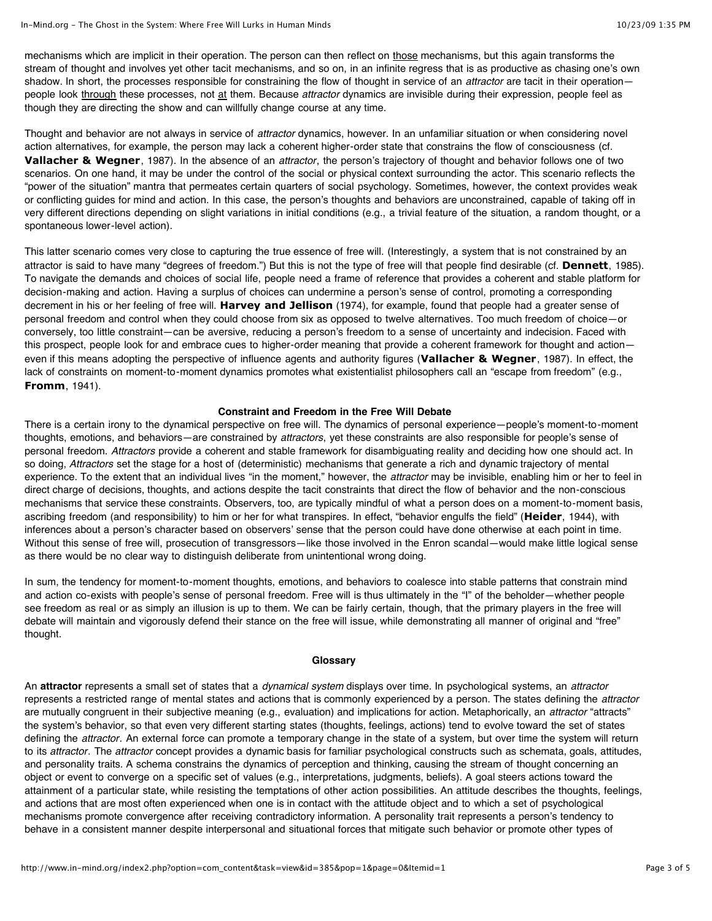mechanisms which are implicit in their operation. The person can then reflect on <u>those</u> mechanisms, but this again transforms the stream of thought and involves yet other tacit mechanisms, and so on, in an infinite regress that is as productive as chasing one's own shadow. In short, the processes responsible for constraining the flow of thought in service of an *attractor* are tacit in their operation—people look <u>through</u> these processes, not <u>at</u> them. Because *attractor* dynamics are invisible during their expression, people feel as though they are directing the show and can willfully change course at any time.

Thought and behavior are not always in service of *attractor* dynamics, however. In an unfamiliar situation or when considering novel action alternatives, for example, the person may lack a coherent higher-order state that constrains the flow of consciousness (cf. **Vallacher & Wegner**, 1987). In the absence of an *attractor*, the person's trajectory of thought and behavior follows one of two scenarios. On one hand, it may be under the control of the social or physical context surrounding the actor. This scenario reflects the "power of the situation" mantra that permeates certain quarters of social psychology. Sometimes, however, the context provides weak or conflicting guides for mind and action. In this case, the person's thoughts and behaviors are unconstrained, capable of taking off in very different directions depending on slight variations in initial conditions (e.g., a trivial feature of the situation, a random thought, or a spontaneous lower-level action).

This latter scenario comes very close to capturing the true essence of free will. (Interestingly, a system that is not constrained by an attractor is said to have many "degrees of freedom.") But this is not the type of free will that people find desirable (cf. **Dennett**, 1985). To navigate the demands and choices of social life, people need a frame of reference that provides a coherent and stable platform for decision-making and action. Having a surplus of choices can undermine a person's sense of control, promoting a corresponding decrement in his or her feeling of free will. **Harvey and Jellison** (1974), for example, found that people had a greater sense of personal freedom and control when they could choose from six as opposed to twelve alternatives. Too much freedom of choice—or conversely, too little constraint—can be aversive, reducing a person's freedom to a sense of uncertainty and indecision. Faced with this prospect, people look for and embrace cues to higher-order meaning that provide a coherent framework for thought and action—even if this means adopting the perspective of influence agents and authority figures (**Vallacher & Wegner**, 1987). In effect, the lack of constraints on moment-to-moment dynamics promotes what existentialist philosophers call an "escape from freedom" (e.g., **Fromm**, 1941).

**Constraint and Freedom in the Free Will Debate**

There is a certain irony to the dynamical perspective on free will. The dynamics of personal experience—people's moment-to-moment thoughts, emotions, and behaviors—are constrained by *attractors*, yet these constraints are also responsible for people's sense of personal freedom. *Attractors* provide a coherent and stable framework for disambiguating reality and deciding how one should act. In so doing, *Attractors* set the stage for a host of (deterministic) mechanisms that generate a rich and dynamic trajectory of mental experience. To the extent that an individual lives "in the moment," however, the *attractor* may be invisible, enabling him or her to feel in direct charge of decisions, thoughts, and actions despite the tacit constraints that direct the flow of behavior and the non-conscious mechanisms that service these constraints. Observers, too, are typically mindful of what a person does on a moment-to-moment basis, ascribing freedom (and responsibility) to him or her for what transpires. In effect, "behavior engulfs the field" (**Heider**, 1944), with inferences about a person's character based on observers' sense that the person could have done otherwise at each point in time. Without this sense of free will, prosecution of transgressors—like those involved in the Enron scandal—would make little logical sense as there would be no clear way to distinguish deliberate from unintentional wrong doing.

In sum, the tendency for moment-to-moment thoughts, emotions, and behaviors to coalesce into stable patterns that constrain mind and action co-exists with people's sense of personal freedom. Free will is thus ultimately in the "I" of the beholder—whether people see freedom as real or as simply an illusion is up to them. We can be fairly certain, though, that the primary players in the free will debate will maintain and vigorously defend their stance on the free will issue, while demonstrating all manner of original and "free" thought.

**Glossary**

An **attractor** represents a small set of states that a *dynamical system* displays over time. In psychological systems, an *attractor* represents a restricted range of mental states and actions that is commonly experienced by a person. The states defining the *attractor* are mutually congruent in their subjective meaning (e.g., evaluation) and implications for action. Metaphorically, an *attractor* "attracts" the system's behavior, so that even very different starting states (thoughts, feelings, actions) tend to evolve toward the set of states defining the *attractor*. An external force can promote a temporary change in the state of a system, but over time the system will return to its *attractor*. The *attractor* concept provides a dynamic basis for familiar psychological constructs such as schemata, goals, attitudes, and personality traits. A schema constrains the dynamics of perception and thinking, causing the stream of thought concerning an object or event to converge on a specific set of values (e.g., interpretations, judgments, beliefs). A goal steers actions toward the attainment of a particular state, while resisting the temptations of other action possibilities. An attitude describes the thoughts, feelings, and actions that are most often experienced when one is in contact with the attitude object and to which a set of psychological mechanisms promote convergence after receiving contradictory information. A personality trait represents a person's tendency to behave in a consistent manner despite interpersonal and situational forces that mitigate such behavior or promote other types of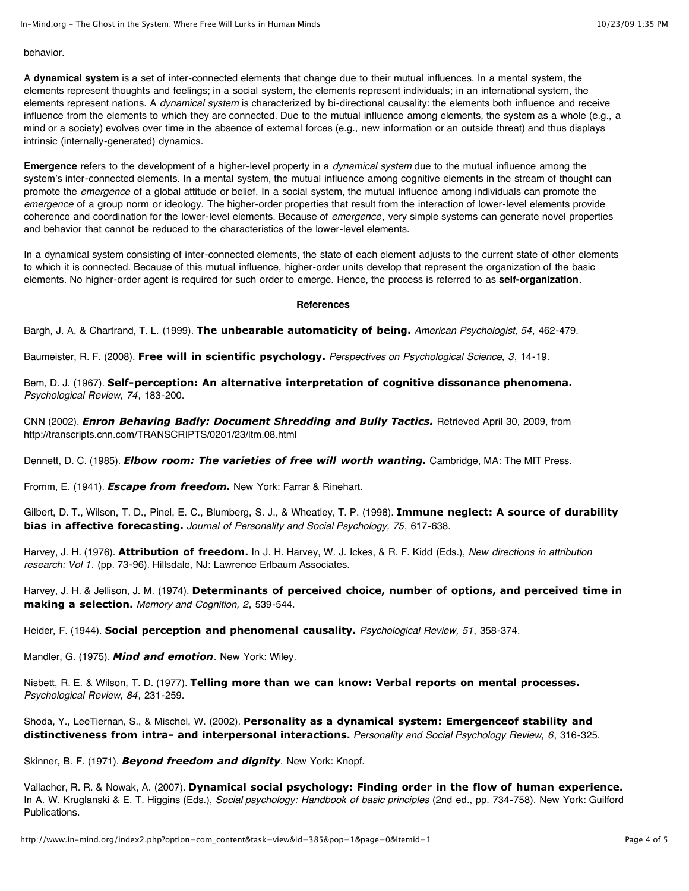behavior.

A **dynamical system** is a set of inter-connected elements that change due to their mutual influences. In a mental system, the elements represent thoughts and feelings; in a social system, the elements represent individuals; in an international system, the elements represent nations. A *dynamical system* is characterized by bi-directional causality: the elements both influence and receive influence from the elements to which they are connected. Due to the mutual influence among elements, the system as a whole (e.g., a mind or a society) evolves over time in the absence of external forces (e.g., new information or an outside threat) and thus displays intrinsic (internally-generated) dynamics.

**Emergence** refers to the development of a higher-level property in a *dynamical system* due to the mutual influence among the system's inter-connected elements. In a mental system, the mutual influence among cognitive elements in the stream of thought can promote the *emergence* of a global attitude or belief. In a social system, the mutual influence among individuals can promote the *emergence* of a group norm or ideology. The higher-order properties that result from the interaction of lower-level elements provide coherence and coordination for the lower-level elements. Because of *emergence*, very simple systems can generate novel properties and behavior that cannot be reduced to the characteristics of the lower-level elements.

In a dynamical system consisting of inter-connected elements, the state of each element adjusts to the current state of other elements to which it is connected. Because of this mutual influence, higher-order units develop that represent the organization of the basic elements. No higher-order agent is required for such order to emerge. Hence, the process is referred to as **self-organization**.

**References**

Bargh, J. A. & Chartrand, T. L. (1999). **The unbearable automaticity of being.** *American Psychologist, 54*, 462-479.

Baumeister, R. F. (2008). **Free will in scientific psychology.** *Perspectives on Psychological Science, 3*, 14-19.

Bem, D. J. (1967). **Self-perception: An alternative interpretation of cognitive dissonance phenomena.** *Psychological Review, 74*, 183-200.

CNN (2002). ***Enron Behaving Badly: Document Shredding and Bully Tactics.*** Retrieved April 30, 2009, from http://transcripts.cnn.com/TRANSCRIPTS/0201/23/ltm.08.html

Dennett, D. C. (1985). ***Elbow room: The varieties of free will worth wanting.*** Cambridge, MA: The MIT Press.

Fromm, E. (1941). ***Escape from freedom.*** New York: Farrar & Rinehart.

Gilbert, D. T., Wilson, T. D., Pinel, E. C., Blumberg, S. J., & Wheatley, T. P. (1998). **Immune neglect: A source of durability bias in affective forecasting.** *Journal of Personality and Social Psychology, 75*, 617-638.

Harvey, J. H. (1976). **Attribution of freedom.** In J. H. Harvey, W. J. Ickes, & R. F. Kidd (Eds.), *New directions in attribution research: Vol 1*. (pp. 73-96). Hillsdale, NJ: Lawrence Erlbaum Associates.

Harvey, J. H. & Jellison, J. M. (1974). **Determinants of perceived choice, number of options, and perceived time in making a selection.** *Memory and Cognition, 2*, 539-544.

Heider, F. (1944). **Social perception and phenomenal causality.** *Psychological Review, 51*, 358-374.

Mandler, G. (1975). ***Mind and emotion***. New York: Wiley.

Nisbett, R. E. & Wilson, T. D. (1977). **Telling more than we can know: Verbal reports on mental processes.** *Psychological Review, 84*, 231-259.

Shoda, Y., LeeTiernan, S., & Mischel, W. (2002). **Personality as a dynamical system: Emergenceof stability and distinctiveness from intra- and interpersonal interactions.** *Personality and Social Psychology Review, 6*, 316-325.

Skinner, B. F. (1971). ***Beyond freedom and dignity***. New York: Knopf.

Vallacher, R. R. & Nowak, A. (2007). **Dynamical social psychology: Finding order in the flow of human experience.** In A. W. Kruglanski & E. T. Higgins (Eds.), *Social psychology: Handbook of basic principles* (2nd ed., pp. 734-758). New York: Guilford Publications.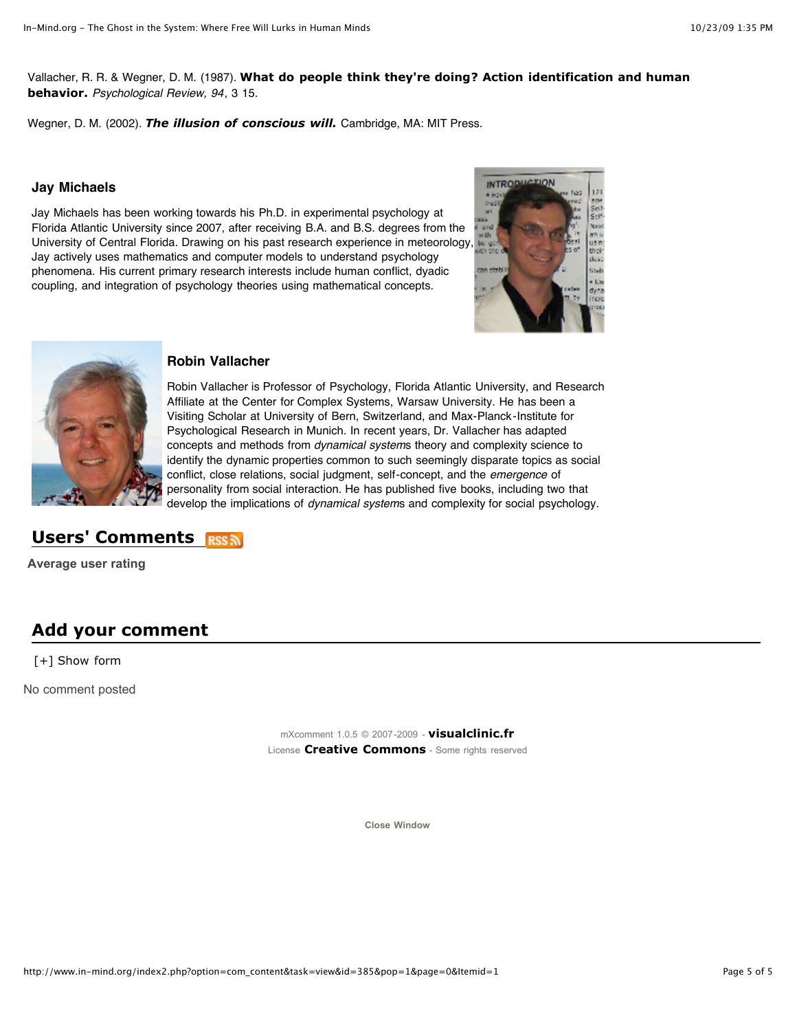Vallacher, R. R. & Wegner, D. M. (1987). **What do people think they're doing? Action identification and human behavior.** *Psychological Review, 94*, 3 15.

Wegner, D. M. (2002). ***The illusion of conscious will.*** Cambridge, MA: MIT Press.

### Jay Michaels

Jay Michaels has been working towards his Ph.D. in experimental psychology at Florida Atlantic University since 2007, after receiving B.A. and B.S. degrees from the University of Central Florida. Drawing on his past research experience in meteorology, Jay actively uses mathematics and computer models to understand psychology phenomena. His current primary research interests include human conflict, dyadic coupling, and integration of psychology theories using mathematical concepts.

### Robin Vallacher

Robin Vallacher is Professor of Psychology, Florida Atlantic University, and Research Affiliate at the Center for Complex Systems, Warsaw University. He has been a Visiting Scholar at University of Bern, Switzerland, and Max-Planck-Institute for Psychological Research in Munich. In recent years, Dr. Vallacher has adapted concepts and methods from *dynamical system*s theory and complexity science to identify the dynamic properties common to such seemingly disparate topics as social conflict, close relations, social judgment, self-concept, and the *emergence* of personality from social interaction. He has published five books, including two that develop the implications of *dynamical system*s and complexity for social psychology.

## Users' Comments

**Average user rating**

## Add your comment

[+] Show form

No comment posted

mXcomment 1.0.5 © 2007-2009 - **visualclinic.fr**
License **Creative Commons** - Some rights reserved

**Close Window**